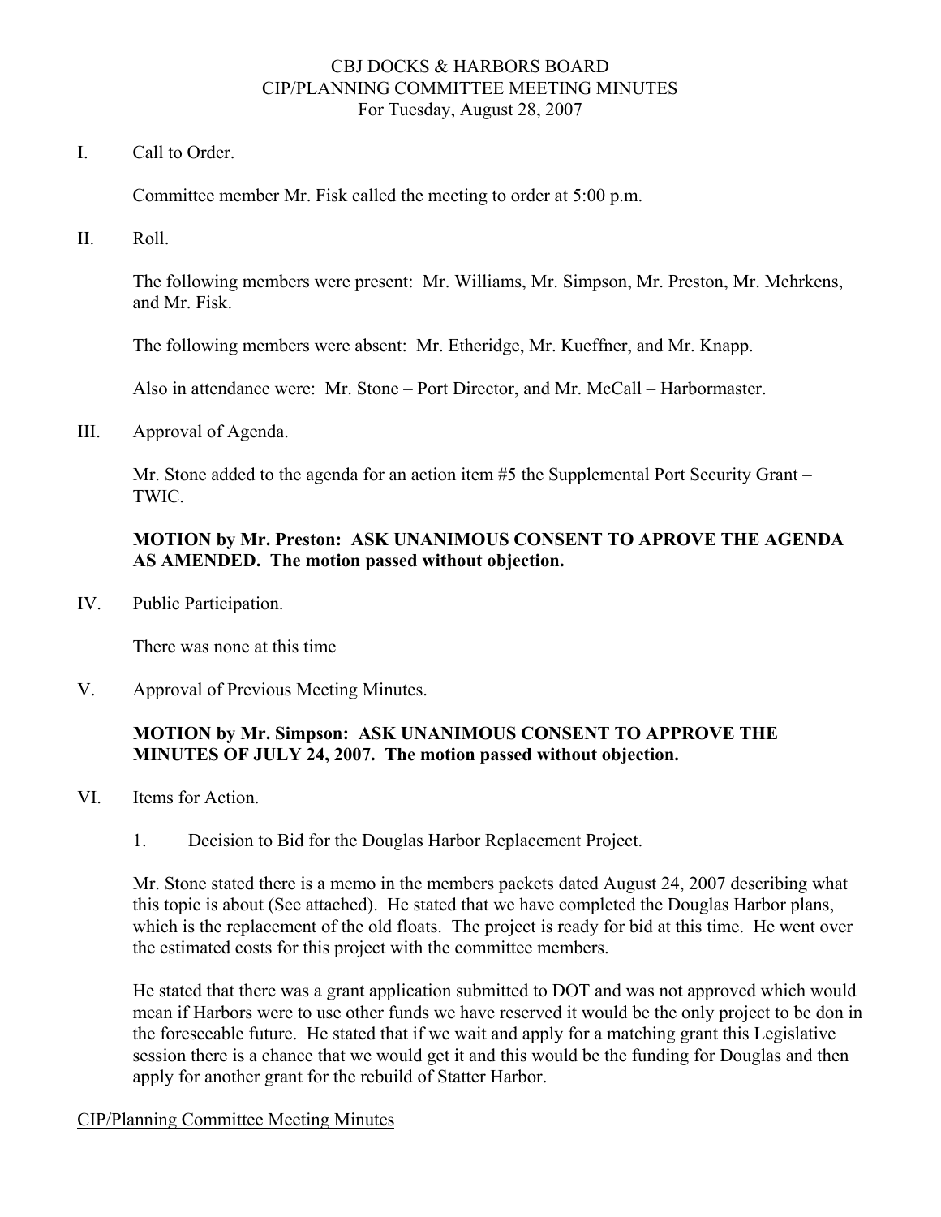# CBJ DOCKS & HARBORS BOARD
## CIP/PLANNING COMMITTEE MEETING MINUTES
For Tuesday, August 28, 2007

I. Call to Order.

Committee member Mr. Fisk called the meeting to order at 5:00 p.m.

II. Roll.

The following members were present: Mr. Williams, Mr. Simpson, Mr. Preston, Mr. Mehrkens, and Mr. Fisk.

The following members were absent: Mr. Etheridge, Mr. Kueffner, and Mr. Knapp.

Also in attendance were: Mr. Stone – Port Director, and Mr. McCall – Harbormaster.

III. Approval of Agenda.

Mr. Stone added to the agenda for an action item #5 the Supplemental Port Security Grant – TWIC.

**MOTION by Mr. Preston: ASK UNANIMOUS CONSENT TO APROVE THE AGENDA AS AMENDED. The motion passed without objection.**

IV. Public Participation.

There was none at this time

V. Approval of Previous Meeting Minutes.

**MOTION by Mr. Simpson: ASK UNANIMOUS CONSENT TO APPROVE THE MINUTES OF JULY 24, 2007. The motion passed without objection.**

VI. Items for Action.

1. Decision to Bid for the Douglas Harbor Replacement Project.

Mr. Stone stated there is a memo in the members packets dated August 24, 2007 describing what this topic is about (See attached). He stated that we have completed the Douglas Harbor plans, which is the replacement of the old floats. The project is ready for bid at this time. He went over the estimated costs for this project with the committee members.

He stated that there was a grant application submitted to DOT and was not approved which would mean if Harbors were to use other funds we have reserved it would be the only project to be don in the foreseeable future. He stated that if we wait and apply for a matching grant this Legislative session there is a chance that we would get it and this would be the funding for Douglas and then apply for another grant for the rebuild of Statter Harbor.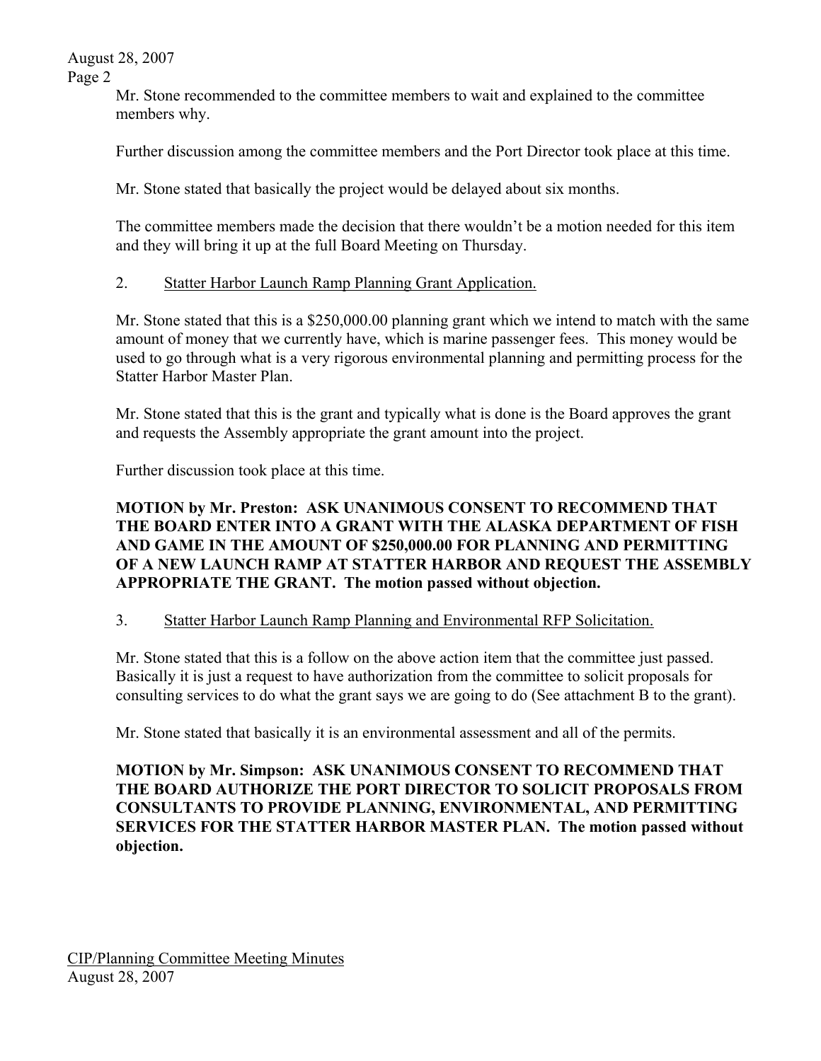Mr. Stone recommended to the committee members to wait and explained to the committee members why.

Further discussion among the committee members and the Port Director took place at this time.

Mr. Stone stated that basically the project would be delayed about six months.

The committee members made the decision that there wouldn't be a motion needed for this item and they will bring it up at the full Board Meeting on Thursday.

2. Statter Harbor Launch Ramp Planning Grant Application.

Mr. Stone stated that this is a $250,000.00 planning grant which we intend to match with the same amount of money that we currently have, which is marine passenger fees. This money would be used to go through what is a very rigorous environmental planning and permitting process for the Statter Harbor Master Plan.

Mr. Stone stated that this is the grant and typically what is done is the Board approves the grant and requests the Assembly appropriate the grant amount into the project.

Further discussion took place at this time.

**MOTION by Mr. Preston: ASK UNANIMOUS CONSENT TO RECOMMEND THAT THE BOARD ENTER INTO A GRANT WITH THE ALASKA DEPARTMENT OF FISH AND GAME IN THE AMOUNT OF $250,000.00 FOR PLANNING AND PERMITTING OF A NEW LAUNCH RAMP AT STATTER HARBOR AND REQUEST THE ASSEMBLY APPROPRIATE THE GRANT. The motion passed without objection.**

3. Statter Harbor Launch Ramp Planning and Environmental RFP Solicitation.

Mr. Stone stated that this is a follow on the above action item that the committee just passed. Basically it is just a request to have authorization from the committee to solicit proposals for consulting services to do what the grant says we are going to do (See attachment B to the grant).

Mr. Stone stated that basically it is an environmental assessment and all of the permits.

**MOTION by Mr. Simpson: ASK UNANIMOUS CONSENT TO RECOMMEND THAT THE BOARD AUTHORIZE THE PORT DIRECTOR TO SOLICIT PROPOSALS FROM CONSULTANTS TO PROVIDE PLANNING, ENVIRONMENTAL, AND PERMITTING SERVICES FOR THE STATTER HARBOR MASTER PLAN. The motion passed without objection.**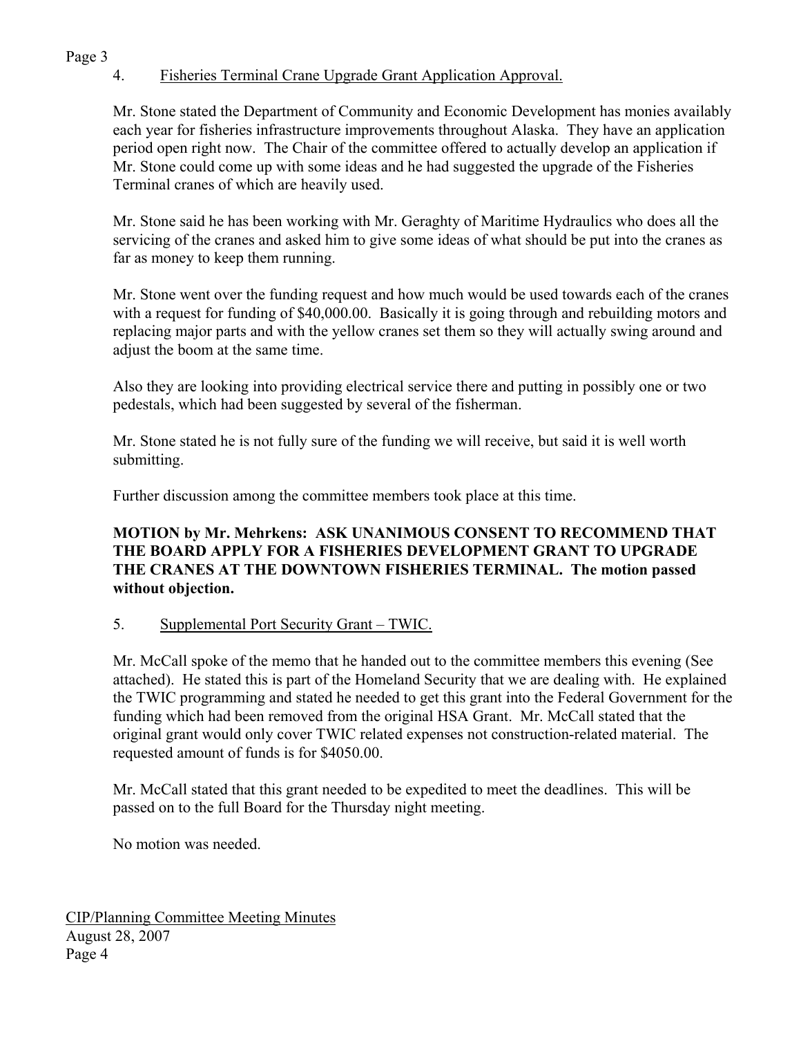4. Fisheries Terminal Crane Upgrade Grant Application Approval.

Mr. Stone stated the Department of Community and Economic Development has monies availably each year for fisheries infrastructure improvements throughout Alaska. They have an application period open right now. The Chair of the committee offered to actually develop an application if Mr. Stone could come up with some ideas and he had suggested the upgrade of the Fisheries Terminal cranes of which are heavily used.

Mr. Stone said he has been working with Mr. Geraghty of Maritime Hydraulics who does all the servicing of the cranes and asked him to give some ideas of what should be put into the cranes as far as money to keep them running.

Mr. Stone went over the funding request and how much would be used towards each of the cranes with a request for funding of $40,000.00. Basically it is going through and rebuilding motors and replacing major parts and with the yellow cranes set them so they will actually swing around and adjust the boom at the same time.

Also they are looking into providing electrical service there and putting in possibly one or two pedestals, which had been suggested by several of the fisherman.

Mr. Stone stated he is not fully sure of the funding we will receive, but said it is well worth submitting.

Further discussion among the committee members took place at this time.

**MOTION by Mr. Mehrkens: ASK UNANIMOUS CONSENT TO RECOMMEND THAT THE BOARD APPLY FOR A FISHERIES DEVELOPMENT GRANT TO UPGRADE THE CRANES AT THE DOWNTOWN FISHERIES TERMINAL. The motion passed without objection.**

5. Supplemental Port Security Grant – TWIC.

Mr. McCall spoke of the memo that he handed out to the committee members this evening (See attached). He stated this is part of the Homeland Security that we are dealing with. He explained the TWIC programming and stated he needed to get this grant into the Federal Government for the funding which had been removed from the original HSA Grant. Mr. McCall stated that the original grant would only cover TWIC related expenses not construction-related material. The requested amount of funds is for $4050.00.

Mr. McCall stated that this grant needed to be expedited to meet the deadlines. This will be passed on to the full Board for the Thursday night meeting.

No motion was needed.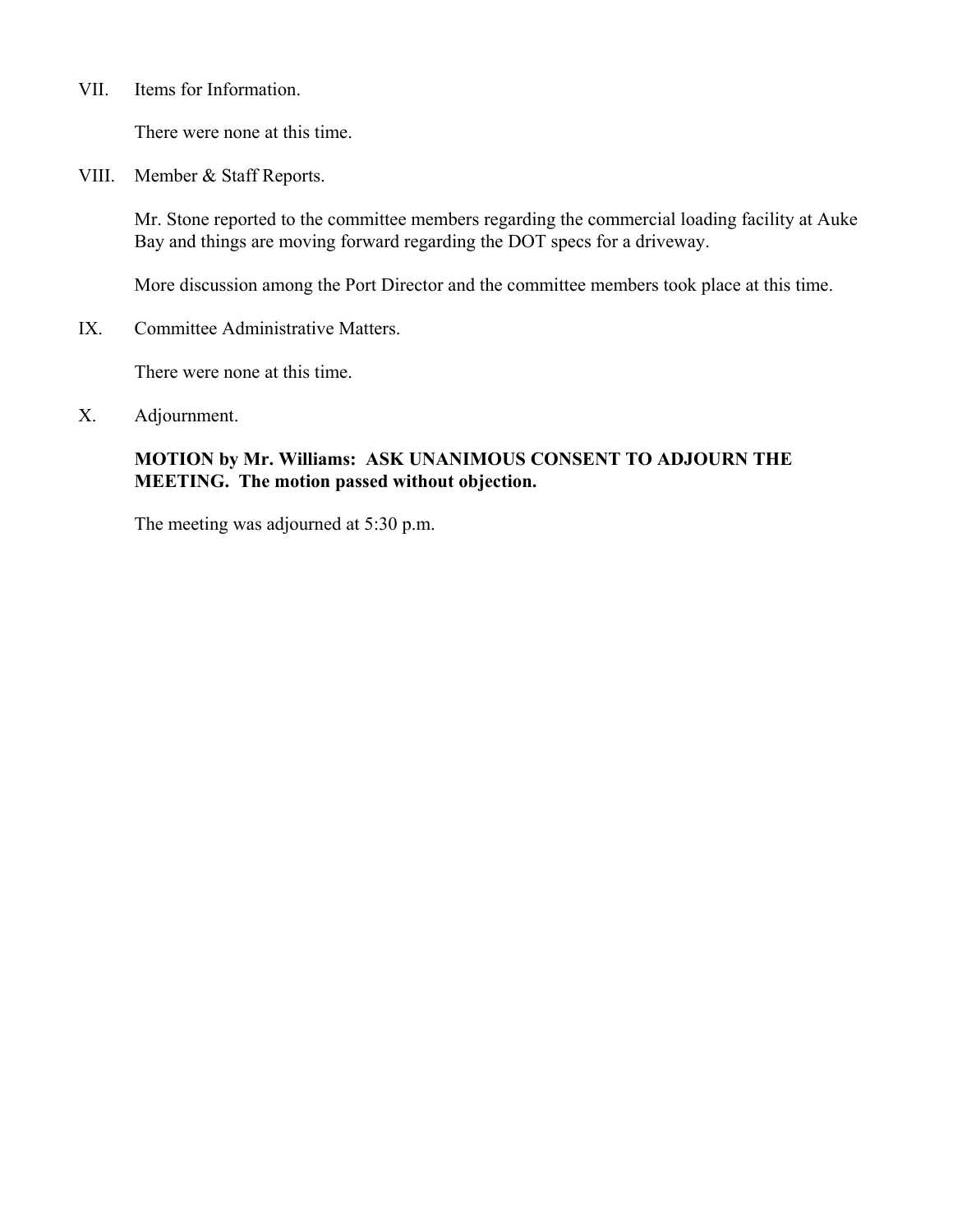VII. Items for Information.

There were none at this time.

VIII. Member & Staff Reports.

Mr. Stone reported to the committee members regarding the commercial loading facility at Auke Bay and things are moving forward regarding the DOT specs for a driveway.

More discussion among the Port Director and the committee members took place at this time.

IX. Committee Administrative Matters.

There were none at this time.

X. Adjournment.

**MOTION by Mr. Williams: ASK UNANIMOUS CONSENT TO ADJOURN THE MEETING. The motion passed without objection.**

The meeting was adjourned at 5:30 p.m.